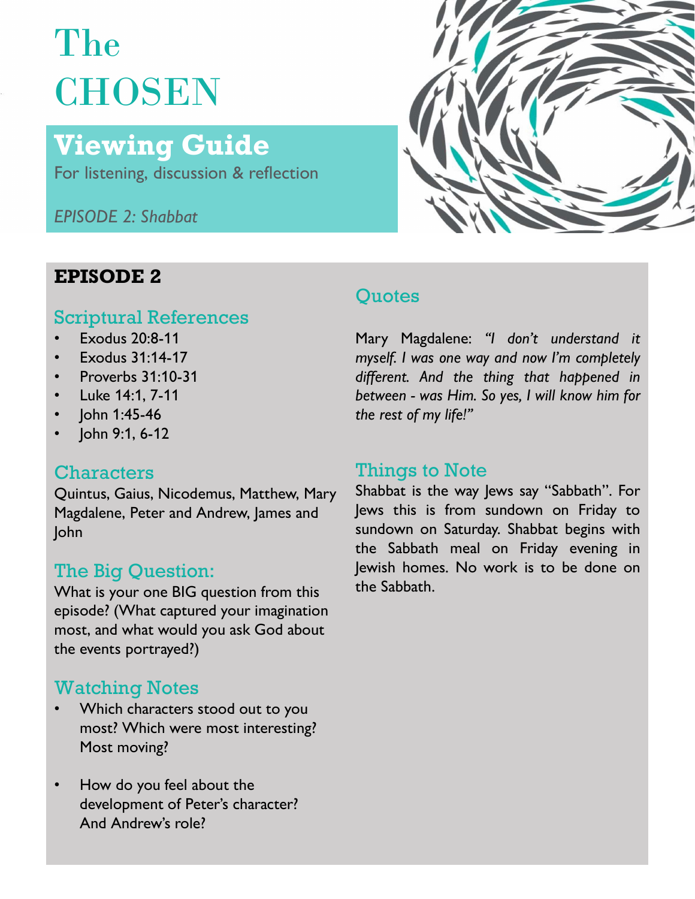# The CHOSEN

## Viewing Guide

For listening, discussion & reflection

*EPISODE 2: Shabbat*

## EPISODE 2

### Scriptural References

- Exodus 20:8-11
- Exodus 31:14-17
- Proverbs 31:10-31
- Luke 14:1, 7-11
- John 1:45-46
- John 9:1, 6-12

### Characters

Quintus, Gaius, Nicodemus, Matthew, Mary Magdalene, Peter and Andrew, James and John

### The Big Question:

What is your one BIG question from this episode? (What captured your imagination most, and what would you ask God about the events portrayed?)

### Watching Notes

- Which characters stood out to you most? Which were most interesting? Most moving?
- How do you feel about the development of Peter's character? And Andrew's role?

### Quotes

Mary Magdalene: *"I don't understand it myself. I was one way and now I'm completely different. And the thing that happened in between - was Him. So yes, I will know him for the rest of my life!"*

### Things to Note

Shabbat is the way Jews say "Sabbath". For Jews this is from sundown on Friday to sundown on Saturday. Shabbat begins with the Sabbath meal on Friday evening in Jewish homes. No work is to be done on the Sabbath.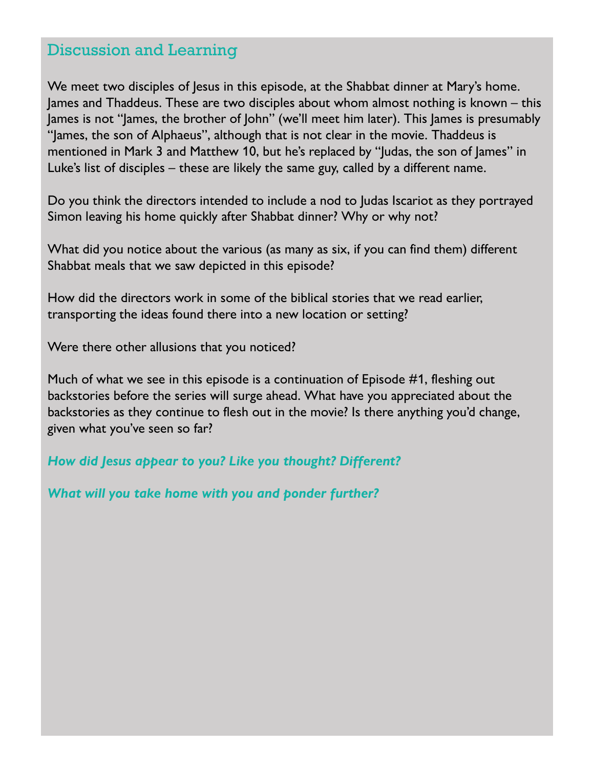## Discussion and Learning

We meet two disciples of Jesus in this episode, at the Shabbat dinner at Mary's home. James and Thaddeus. These are two disciples about whom almost nothing is known – this James is not "James, the brother of John" (we'll meet him later). This James is presumably "James, the son of Alphaeus", although that is not clear in the movie. Thaddeus is mentioned in Mark 3 and Matthew 10, but he's replaced by "Judas, the son of James" in Luke's list of disciples – these are likely the same guy, called by a different name.

Do you think the directors intended to include a nod to Judas Iscariot as they portrayed Simon leaving his home quickly after Shabbat dinner? Why or why not?

What did you notice about the various (as many as six, if you can find them) different Shabbat meals that we saw depicted in this episode?

How did the directors work in some of the biblical stories that we read earlier, transporting the ideas found there into a new location or setting?

Were there other allusions that you noticed?

Much of what we see in this episode is a continuation of Episode #1, fleshing out backstories before the series will surge ahead. What have you appreciated about the backstories as they continue to flesh out in the movie? Is there anything you'd change, given what you've seen so far?

***How did Jesus appear to you? Like you thought? Different?***

***What will you take home with you and ponder further?***